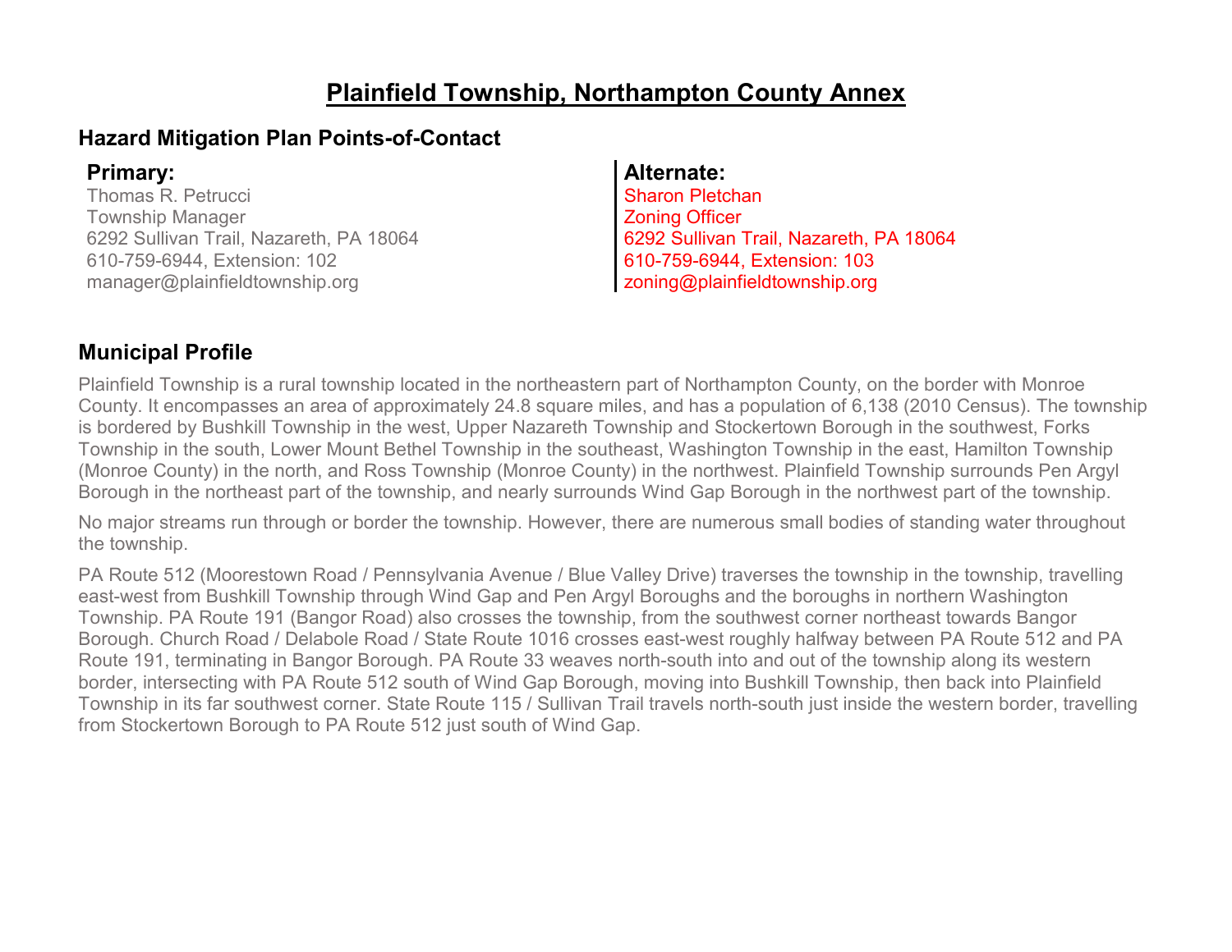# Plainfield Township, Northampton County Annex

## Hazard Mitigation Plan Points-of-Contact

**Primary:**
Thomas R. Petrucci
Township Manager
6292 Sullivan Trail, Nazareth, PA 18064
610-759-6944, Extension: 102
manager@plainfieldtownship.org

**Alternate:**
Sharon Pletchan
Zoning Officer
6292 Sullivan Trail, Nazareth, PA 18064
610-759-6944, Extension: 103
zoning@plainfieldtownship.org

## Municipal Profile

Plainfield Township is a rural township located in the northeastern part of Northampton County, on the border with Monroe County. It encompasses an area of approximately 24.8 square miles, and has a population of 6,138 (2010 Census). The township is bordered by Bushkill Township in the west, Upper Nazareth Township and Stockertown Borough in the southwest, Forks Township in the south, Lower Mount Bethel Township in the southeast, Washington Township in the east, Hamilton Township (Monroe County) in the north, and Ross Township (Monroe County) in the northwest. Plainfield Township surrounds Pen Argyl Borough in the northeast part of the township, and nearly surrounds Wind Gap Borough in the northwest part of the township.

No major streams run through or border the township. However, there are numerous small bodies of standing water throughout the township.

PA Route 512 (Moorestown Road / Pennsylvania Avenue / Blue Valley Drive) traverses the township in the township, travelling east-west from Bushkill Township through Wind Gap and Pen Argyl Boroughs and the boroughs in northern Washington Township. PA Route 191 (Bangor Road) also crosses the township, from the southwest corner northeast towards Bangor Borough. Church Road / Delabole Road / State Route 1016 crosses east-west roughly halfway between PA Route 512 and PA Route 191, terminating in Bangor Borough. PA Route 33 weaves north-south into and out of the township along its western border, intersecting with PA Route 512 south of Wind Gap Borough, moving into Bushkill Township, then back into Plainfield Township in its far southwest corner. State Route 115 / Sullivan Trail travels north-south just inside the western border, travelling from Stockertown Borough to PA Route 512 just south of Wind Gap.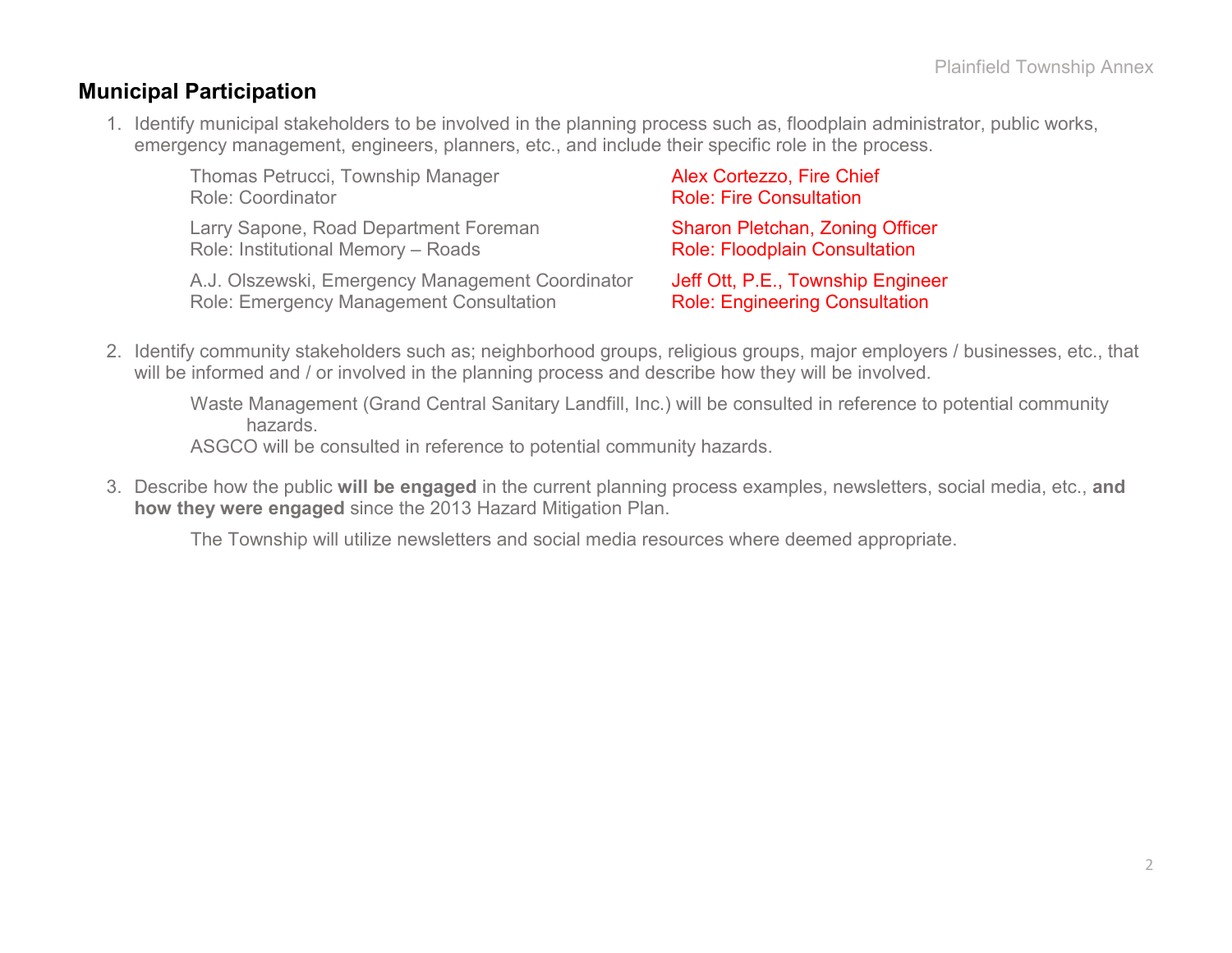## Municipal Participation

1. Identify municipal stakeholders to be involved in the planning process such as, floodplain administrator, public works, emergency management, engineers, planners, etc., and include their specific role in the process.

   Thomas Petrucci, Township Manager
   Role: Coordinator

   Larry Sapone, Road Department Foreman
   Role: Institutional Memory – Roads

   A.J. Olszewski, Emergency Management Coordinator
   Role: Emergency Management Consultation

   Alex Cortezzo, Fire Chief
   Role: Fire Consultation

   Sharon Pletchan, Zoning Officer
   Role: Floodplain Consultation

   Jeff Ott, P.E., Township Engineer
   Role: Engineering Consultation

2. Identify community stakeholders such as; neighborhood groups, religious groups, major employers / businesses, etc., that will be informed and / or involved in the planning process and describe how they will be involved.

   Waste Management (Grand Central Sanitary Landfill, Inc.) will be consulted in reference to potential community hazards.
   ASGCO will be consulted in reference to potential community hazards.

3. Describe how the public **will be engaged** in the current planning process examples, newsletters, social media, etc., **and how they were engaged** since the 2013 Hazard Mitigation Plan.

   The Township will utilize newsletters and social media resources where deemed appropriate.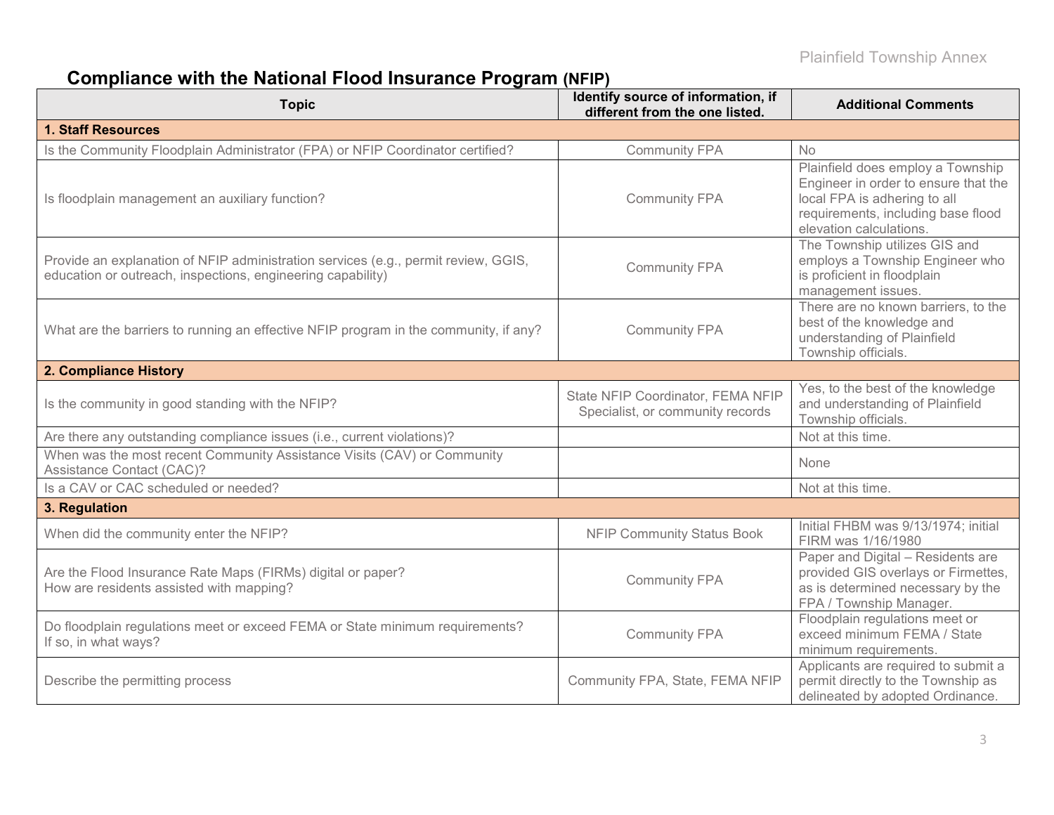## Compliance with the National Flood Insurance Program (NFIP)

| Topic | Identify source of information, if different from the one listed. | Additional Comments |
|---|---|---|
| **1. Staff Resources** | | |
| Is the Community Floodplain Administrator (FPA) or NFIP Coordinator certified? | Community FPA | No |
| Is floodplain management an auxiliary function? | Community FPA | Plainfield does employ a Township Engineer in order to ensure that the local FPA is adhering to all requirements, including base flood elevation calculations. |
| Provide an explanation of NFIP administration services (e.g., permit review, GGIS, education or outreach, inspections, engineering capability) | Community FPA | The Township utilizes GIS and employs a Township Engineer who is proficient in floodplain management issues. |
| What are the barriers to running an effective NFIP program in the community, if any? | Community FPA | There are no known barriers, to the best of the knowledge and understanding of Plainfield Township officials. |
| **2. Compliance History** | | |
| Is the community in good standing with the NFIP? | State NFIP Coordinator, FEMA NFIP Specialist, or community records | Yes, to the best of the knowledge and understanding of Plainfield Township officials. |
| Are there any outstanding compliance issues (i.e., current violations)? | | Not at this time. |
| When was the most recent Community Assistance Visits (CAV) or Community Assistance Contact (CAC)? | | None |
| Is a CAV or CAC scheduled or needed? | | Not at this time. |
| **3. Regulation** | | |
| When did the community enter the NFIP? | NFIP Community Status Book | Initial FHBM was 9/13/1974; initial FIRM was 1/16/1980 |
| Are the Flood Insurance Rate Maps (FIRMs) digital or paper? How are residents assisted with mapping? | Community FPA | Paper and Digital – Residents are provided GIS overlays or Firmettes, as is determined necessary by the FPA / Township Manager. |
| Do floodplain regulations meet or exceed FEMA or State minimum requirements? If so, in what ways? | Community FPA | Floodplain regulations meet or exceed minimum FEMA / State minimum requirements. |
| Describe the permitting process | Community FPA, State, FEMA NFIP | Applicants are required to submit a permit directly to the Township as delineated by adopted Ordinance. |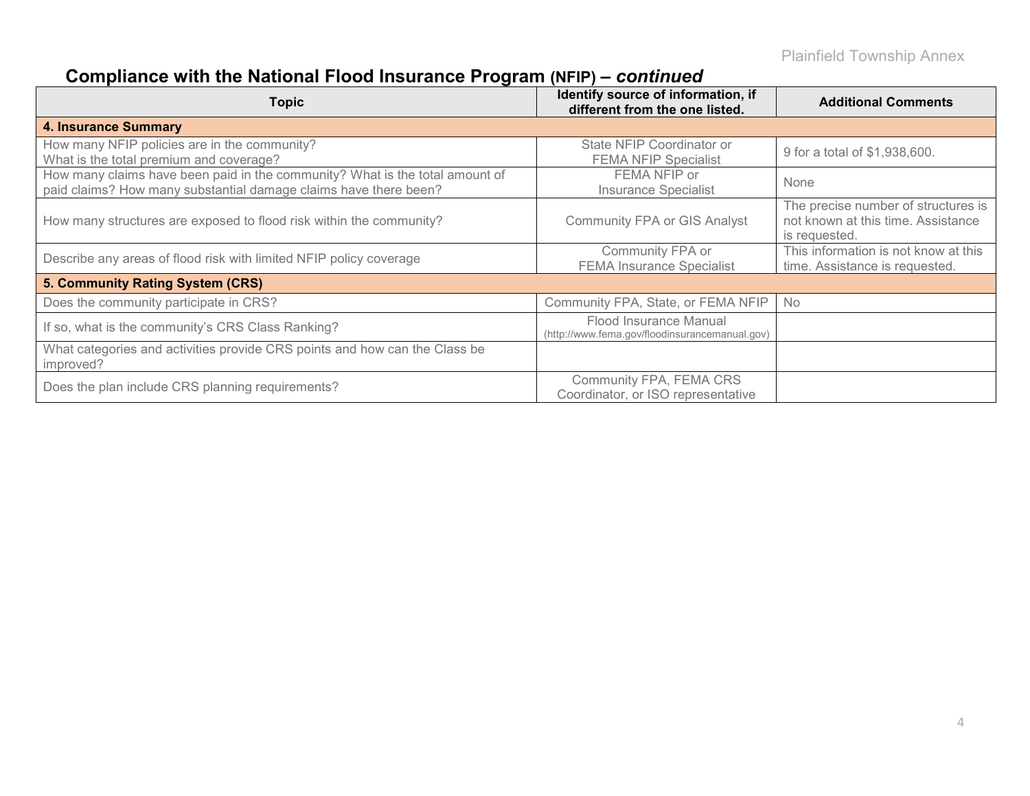## Compliance with the National Flood Insurance Program (NFIP) – *continued*

| Topic | Identify source of information, if different from the one listed. | Additional Comments |
|---|---|---|
| **4. Insurance Summary** | | |
| How many NFIP policies are in the community? What is the total premium and coverage? | State NFIP Coordinator or FEMA NFIP Specialist | 9 for a total of $1,938,600. |
| How many claims have been paid in the community? What is the total amount of paid claims? How many substantial damage claims have there been? | FEMA NFIP or Insurance Specialist | None |
| How many structures are exposed to flood risk within the community? | Community FPA or GIS Analyst | The precise number of structures is not known at this time. Assistance is requested. |
| Describe any areas of flood risk with limited NFIP policy coverage | Community FPA or FEMA Insurance Specialist | This information is not know at this time. Assistance is requested. |
| **5. Community Rating System (CRS)** | | |
| Does the community participate in CRS? | Community FPA, State, or FEMA NFIP | No |
| If so, what is the community's CRS Class Ranking? | Flood Insurance Manual (http://www.fema.gov/floodinsurancemanual.gov) | |
| What categories and activities provide CRS points and how can the Class be improved? | | |
| Does the plan include CRS planning requirements? | Community FPA, FEMA CRS Coordinator, or ISO representative | |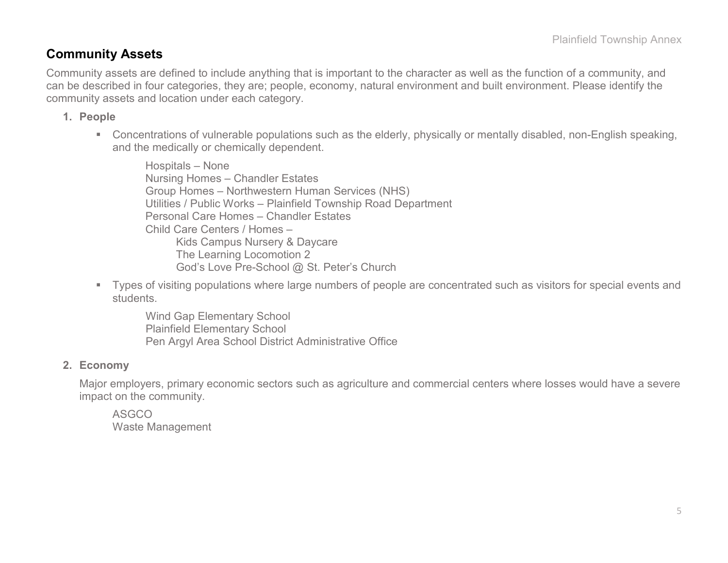## Community Assets

Community assets are defined to include anything that is important to the character as well as the function of a community, and can be described in four categories, they are; people, economy, natural environment and built environment. Please identify the community assets and location under each category.

1. **People**

   - Concentrations of vulnerable populations such as the elderly, physically or mentally disabled, non-English speaking, and the medically or chemically dependent.

     Hospitals – None
     Nursing Homes – Chandler Estates
     Group Homes – Northwestern Human Services (NHS)
     Utilities / Public Works – Plainfield Township Road Department
     Personal Care Homes – Chandler Estates
     Child Care Centers / Homes –
       Kids Campus Nursery & Daycare
       The Learning Locomotion 2
       God's Love Pre-School @ St. Peter's Church

   - Types of visiting populations where large numbers of people are concentrated such as visitors for special events and students.

     Wind Gap Elementary School
     Plainfield Elementary School
     Pen Argyl Area School District Administrative Office

2. **Economy**

   Major employers, primary economic sectors such as agriculture and commercial centers where losses would have a severe impact on the community.

   ASGCO
   Waste Management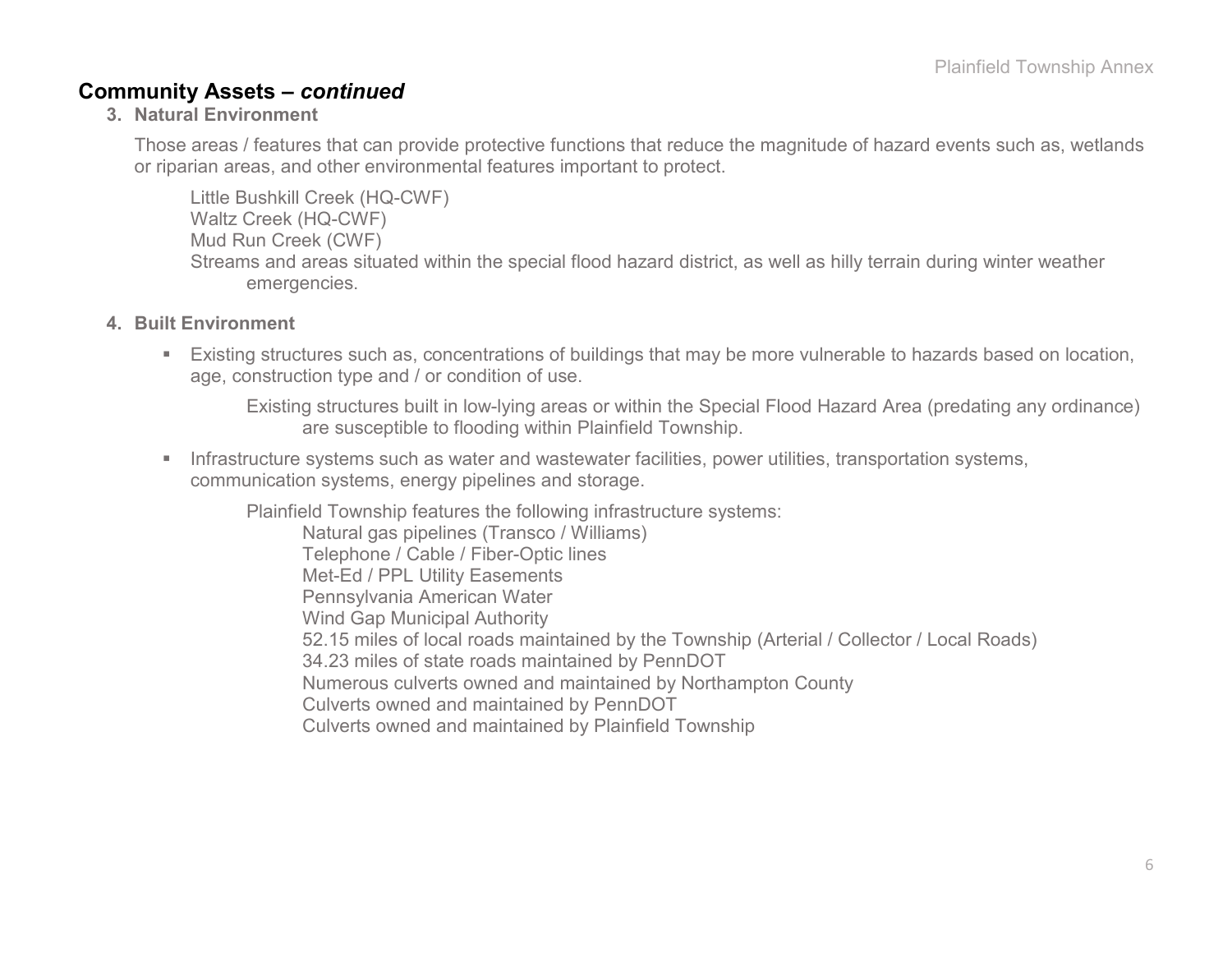## Community Assets – *continued*

**3. Natural Environment**

Those areas / features that can provide protective functions that reduce the magnitude of hazard events such as, wetlands or riparian areas, and other environmental features important to protect.

Little Bushkill Creek (HQ-CWF)
Waltz Creek (HQ-CWF)
Mud Run Creek (CWF)
Streams and areas situated within the special flood hazard district, as well as hilly terrain during winter weather emergencies.

**4. Built Environment**

- Existing structures such as, concentrations of buildings that may be more vulnerable to hazards based on location, age, construction type and / or condition of use.

  Existing structures built in low-lying areas or within the Special Flood Hazard Area (predating any ordinance) are susceptible to flooding within Plainfield Township.

- Infrastructure systems such as water and wastewater facilities, power utilities, transportation systems, communication systems, energy pipelines and storage.

  Plainfield Township features the following infrastructure systems:
  Natural gas pipelines (Transco / Williams)
  Telephone / Cable / Fiber-Optic lines
  Met-Ed / PPL Utility Easements
  Pennsylvania American Water
  Wind Gap Municipal Authority
  52.15 miles of local roads maintained by the Township (Arterial / Collector / Local Roads)
  34.23 miles of state roads maintained by PennDOT
  Numerous culverts owned and maintained by Northampton County
  Culverts owned and maintained by PennDOT
  Culverts owned and maintained by Plainfield Township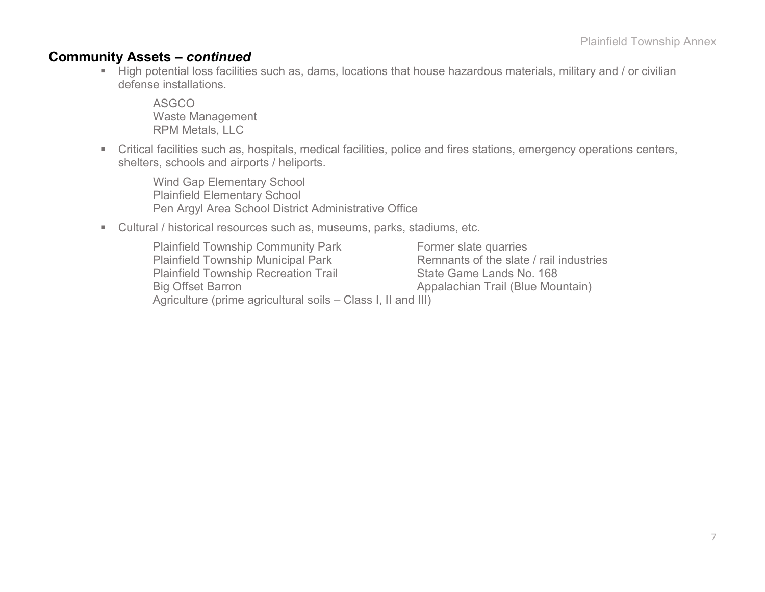## Community Assets – *continued*

- High potential loss facilities such as, dams, locations that house hazardous materials, military and / or civilian defense installations.

  ASGCO
  Waste Management
  RPM Metals, LLC

- Critical facilities such as, hospitals, medical facilities, police and fires stations, emergency operations centers, shelters, schools and airports / heliports.

  Wind Gap Elementary School
  Plainfield Elementary School
  Pen Argyl Area School District Administrative Office

- Cultural / historical resources such as, museums, parks, stadiums, etc.

  Plainfield Township Community Park
  Plainfield Township Municipal Park
  Plainfield Township Recreation Trail
  Big Offset Barron
  Former slate quarries
  Remnants of the slate / rail industries
  State Game Lands No. 168
  Appalachian Trail (Blue Mountain)
  Agriculture (prime agricultural soils – Class I, II and III)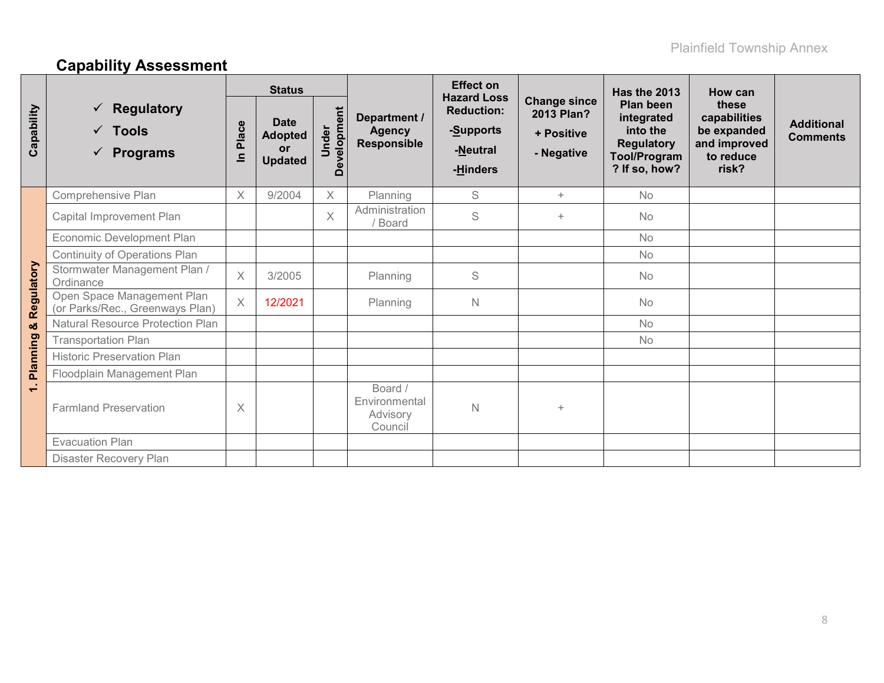## Capability Assessment

| Capability | ✓ Regulatory ✓ Tools ✓ Programs | Status | | | Department / Agency Responsible | Effect on Hazard Loss Reduction: -Supports -Neutral -Hinders | Change since 2013 Plan? + Positive - Negative | Has the 2013 Plan been integrated into the Regulatory Tool/Program? If so, how? | How can these capabilities be expanded and improved to reduce risk? | Additional Comments |
|---|---|---|---|---|---|---|---|---|---|---|
| | | In Place | Date Adopted or Updated | Under Development | | | | | | |
| 1. Planning & Regulatory | Comprehensive Plan | X | 9/2004 | X | Planning | S | + | No | | |
| | Capital Improvement Plan | | | X | Administration / Board | S | + | No | | |
| | Economic Development Plan | | | | | | | No | | |
| | Continuity of Operations Plan | | | | | | | No | | |
| | Stormwater Management Plan / Ordinance | X | 3/2005 | | Planning | S | | No | | |
| | Open Space Management Plan (or Parks/Rec., Greenways Plan) | X | 12/2021 | | Planning | N | | No | | |
| | Natural Resource Protection Plan | | | | | | | No | | |
| | Transportation Plan | | | | | | | No | | |
| | Historic Preservation Plan | | | | | | | | | |
| | Floodplain Management Plan | | | | | | | | | |
| | Farmland Preservation | X | | | Board / Environmental Advisory Council | N | + | | | |
| | Evacuation Plan | | | | | | | | | |
| | Disaster Recovery Plan | | | | | | | | | |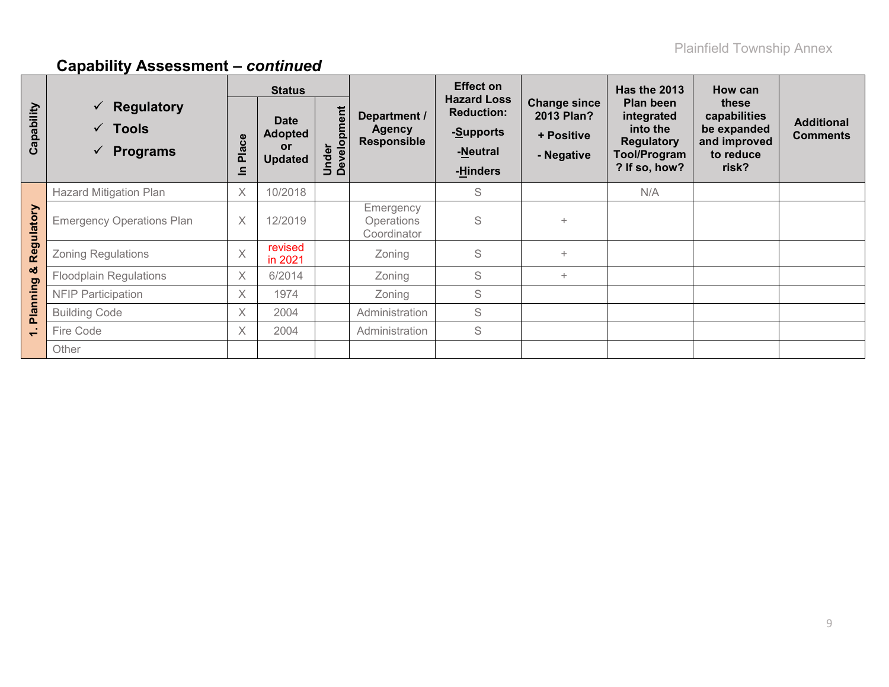## Capability Assessment – *continued*

| Capability | ✓ Regulatory<br>✓ Tools<br>✓ Programs | Status | | | Department / Agency Responsible | Effect on Hazard Loss Reduction: -Supports -Neutral -Hinders | Change since 2013 Plan? + Positive - Negative | Has the 2013 Plan been integrated into the Regulatory Tool/Program? If so, how? | How can these capabilities be expanded and improved to reduce risk? | Additional Comments |
|---|---|---|---|---|---|---|---|---|---|---|
| | | In Place | Date Adopted or Updated | Under Development | | | | | | |
| 1. Planning & Regulatory | Hazard Mitigation Plan | X | 10/2018 | | | S | | N/A | | |
| | Emergency Operations Plan | X | 12/2019 | | Emergency Operations Coordinator | S | + | | | |
| | Zoning Regulations | X | revised in 2021 | | Zoning | S | + | | | |
| | Floodplain Regulations | X | 6/2014 | | Zoning | S | + | | | |
| | NFIP Participation | X | 1974 | | Zoning | S | | | | |
| | Building Code | X | 2004 | | Administration | S | | | | |
| | Fire Code | X | 2004 | | Administration | S | | | | |
| | Other | | | | | | | | | |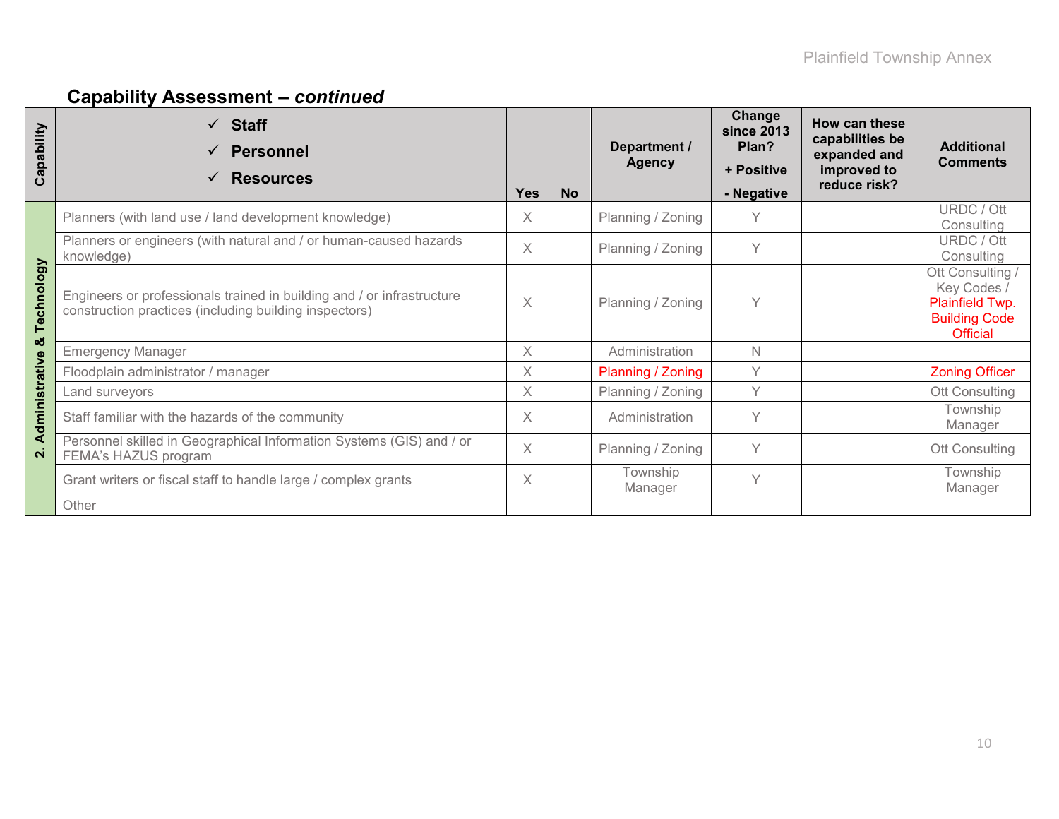## Capability Assessment – *continued*

| Capability | ✓ Staff<br>✓ Personnel<br>✓ Resources | Yes | No | Department / Agency | Change since 2013 Plan?<br>+ Positive<br>- Negative | How can these capabilities be expanded and improved to reduce risk? | Additional Comments |
|---|---|---|---|---|---|---|---|
| 2. Administrative & Technology | Planners (with land use / land development knowledge) | X | | Planning / Zoning | Y | | URDC / Ott Consulting |
| | Planners or engineers (with natural and / or human-caused hazards knowledge) | X | | Planning / Zoning | Y | | URDC / Ott Consulting |
| | Engineers or professionals trained in building and / or infrastructure construction practices (including building inspectors) | X | | Planning / Zoning | Y | | Ott Consulting / Key Codes / Plainfield Twp. Building Code Official |
| | Emergency Manager | X | | Administration | N | | |
| | Floodplain administrator / manager | X | | Planning / Zoning | Y | | Zoning Officer |
| | Land surveyors | X | | Planning / Zoning | Y | | Ott Consulting |
| | Staff familiar with the hazards of the community | X | | Administration | Y | | Township Manager |
| | Personnel skilled in Geographical Information Systems (GIS) and / or FEMA's HAZUS program | X | | Planning / Zoning | Y | | Ott Consulting |
| | Grant writers or fiscal staff to handle large / complex grants | X | | Township Manager | Y | | Township Manager |
| | Other | | | | | | |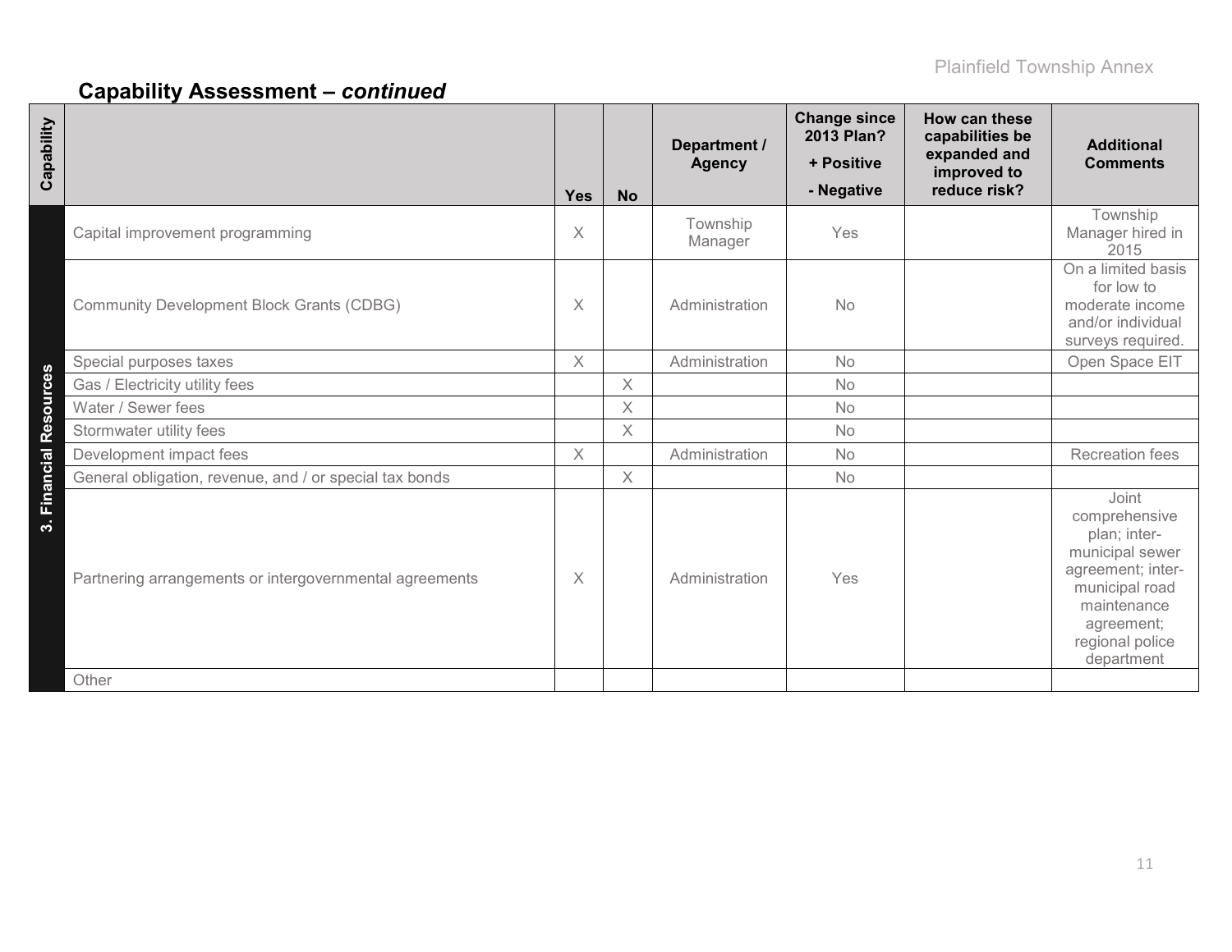## Capability Assessment – *continued*

| Capability | | Yes | No | Department / Agency | Change since 2013 Plan? + Positive - Negative | How can these capabilities be expanded and improved to reduce risk? | Additional Comments |
|---|---|---|---|---|---|---|---|
| 3. Financial Resources | Capital improvement programming | X | | Township Manager | Yes | | Township Manager hired in 2015 |
| | Community Development Block Grants (CDBG) | X | | Administration | No | | On a limited basis for low to moderate income and/or individual surveys required. |
| | Special purposes taxes | X | | Administration | No | | Open Space EIT |
| | Gas / Electricity utility fees | | X | | No | | |
| | Water / Sewer fees | | X | | No | | |
| | Stormwater utility fees | | X | | No | | |
| | Development impact fees | X | | Administration | No | | Recreation fees |
| | General obligation, revenue, and / or special tax bonds | | X | | No | | |
| | Partnering arrangements or intergovernmental agreements | X | | Administration | Yes | | Joint comprehensive plan; inter-municipal sewer agreement; inter-municipal road maintenance agreement; regional police department |
| | Other | | | | | | |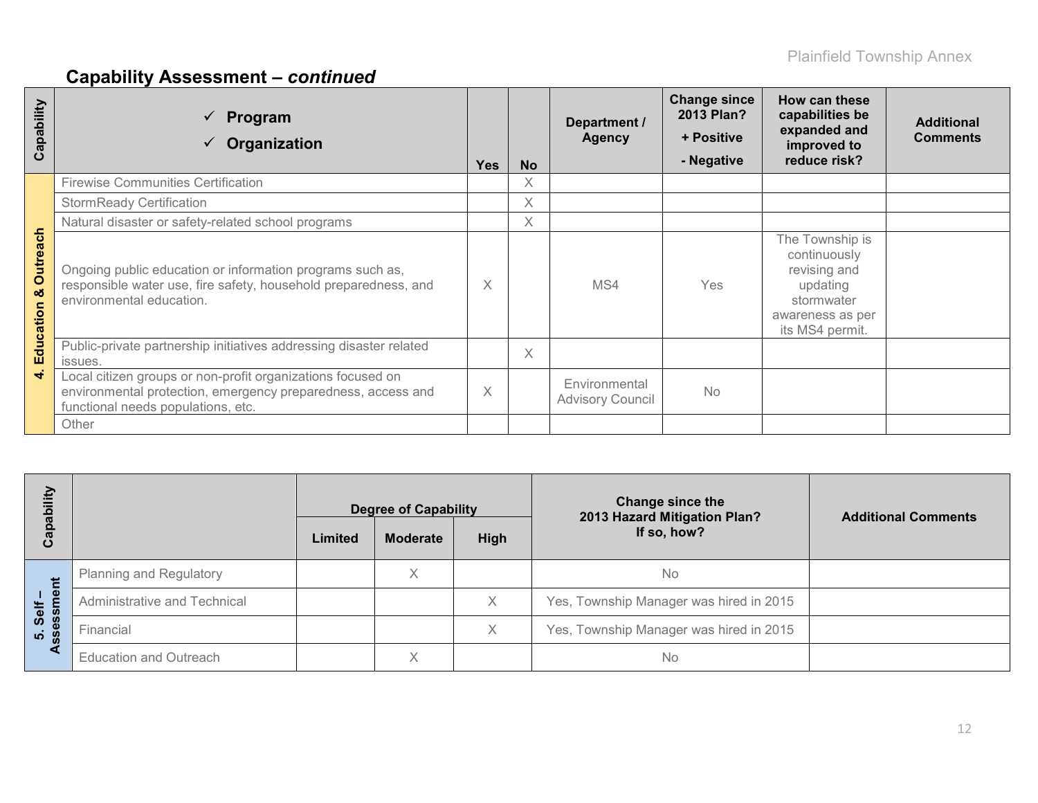## Capability Assessment – *continued*

| Capability | ✓ Program ✓ Organization | Yes | No | Department / Agency | Change since 2013 Plan? + Positive - Negative | How can these capabilities be expanded and improved to reduce risk? | Additional Comments |
|---|---|---|---|---|---|---|---|
| 4. Education & Outreach | Firewise Communities Certification | | X | | | | |
| | StormReady Certification | | X | | | | |
| | Natural disaster or safety-related school programs | | X | | | | |
| | Ongoing public education or information programs such as, responsible water use, fire safety, household preparedness, and environmental education. | X | | MS4 | Yes | The Township is continuously revising and updating stormwater awareness as per its MS4 permit. | |
| | Public-private partnership initiatives addressing disaster related issues. | | X | | | | |
| | Local citizen groups or non-profit organizations focused on environmental protection, emergency preparedness, access and functional needs populations, etc. | X | | Environmental Advisory Council | No | | |
| | Other | | | | | | |

| Capability | | Degree of Capability | | | Change since the 2013 Hazard Mitigation Plan? If so, how? | Additional Comments |
|---|---|---|---|---|---|---|
| | | Limited | Moderate | High | | |
| 5. Self – Assessment | Planning and Regulatory | | X | | No | |
| | Administrative and Technical | | | X | Yes, Township Manager was hired in 2015 | |
| | Financial | | | X | Yes, Township Manager was hired in 2015 | |
| | Education and Outreach | | X | | No | |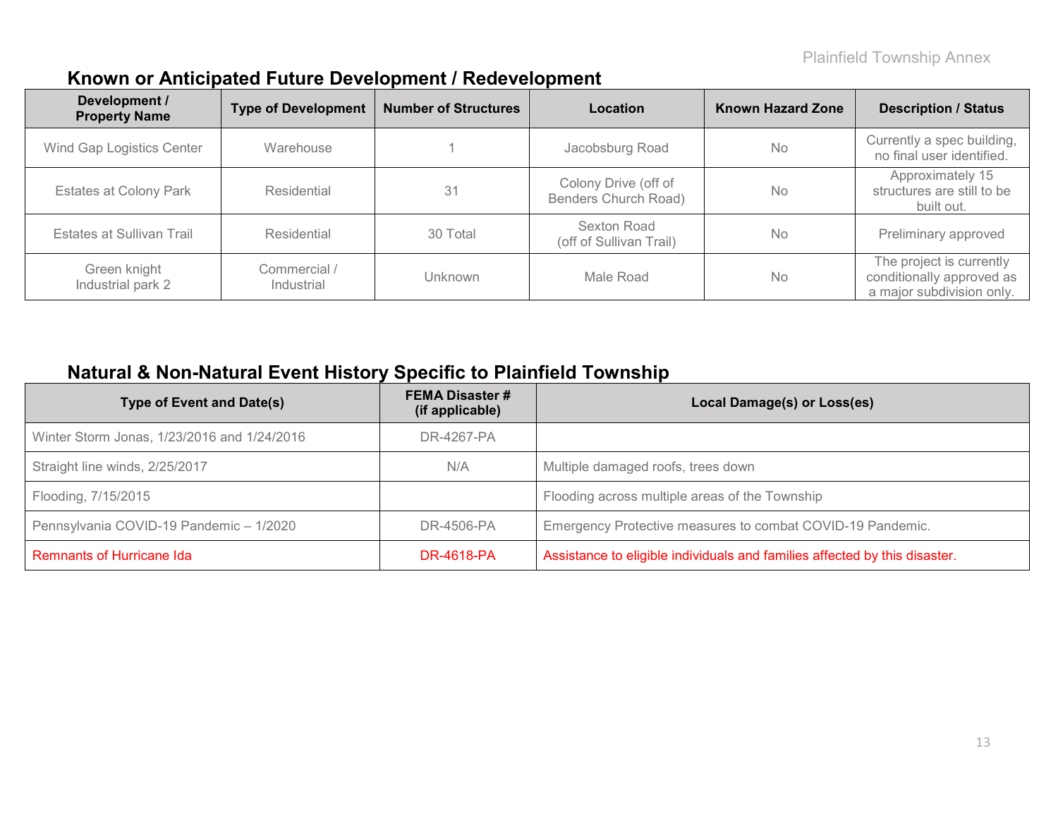## Known or Anticipated Future Development / Redevelopment

| Development / Property Name | Type of Development | Number of Structures | Location | Known Hazard Zone | Description / Status |
|---|---|---|---|---|---|
| Wind Gap Logistics Center | Warehouse | 1 | Jacobsburg Road | No | Currently a spec building, no final user identified. |
| Estates at Colony Park | Residential | 31 | Colony Drive (off of Benders Church Road) | No | Approximately 15 structures are still to be built out. |
| Estates at Sullivan Trail | Residential | 30 Total | Sexton Road (off of Sullivan Trail) | No | Preliminary approved |
| Green knight Industrial park 2 | Commercial / Industrial | Unknown | Male Road | No | The project is currently conditionally approved as a major subdivision only. |

## Natural & Non-Natural Event History Specific to Plainfield Township

| Type of Event and Date(s) | FEMA Disaster # (if applicable) | Local Damage(s) or Loss(es) |
|---|---|---|
| Winter Storm Jonas, 1/23/2016 and 1/24/2016 | DR-4267-PA | |
| Straight line winds, 2/25/2017 | N/A | Multiple damaged roofs, trees down |
| Flooding, 7/15/2015 | | Flooding across multiple areas of the Township |
| Pennsylvania COVID-19 Pandemic – 1/2020 | DR-4506-PA | Emergency Protective measures to combat COVID-19 Pandemic. |
| Remnants of Hurricane Ida | DR-4618-PA | Assistance to eligible individuals and families affected by this disaster. |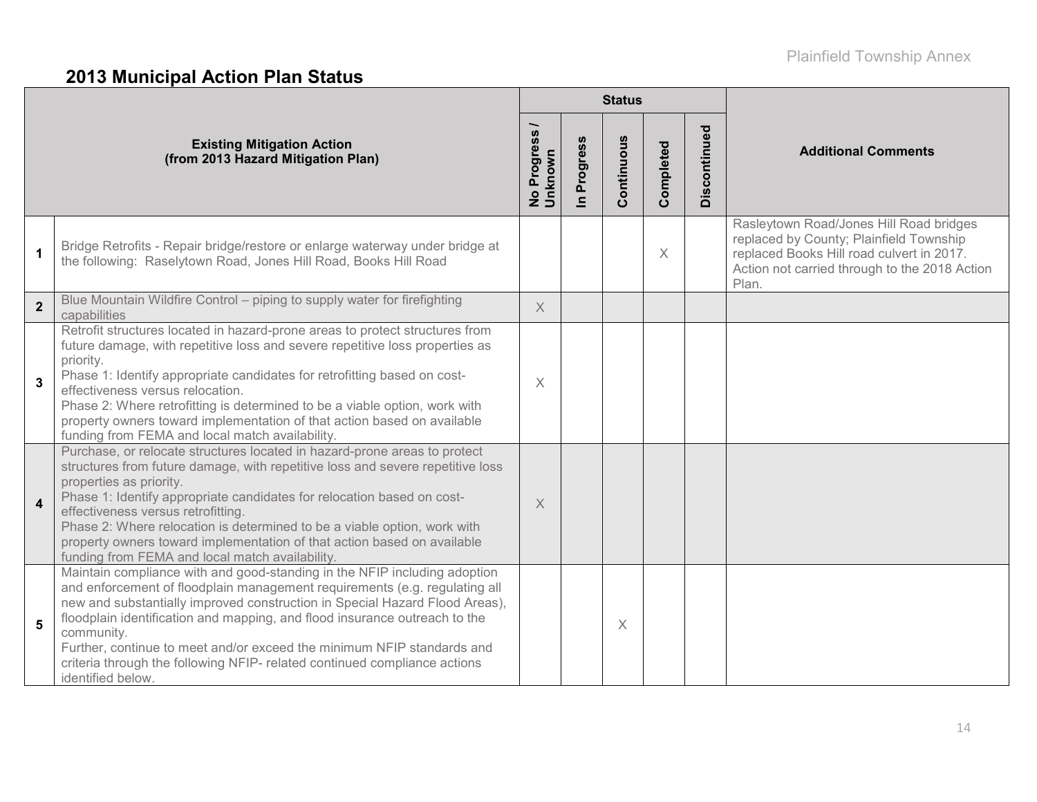## 2013 Municipal Action Plan Status

| | Existing Mitigation Action (from 2013 Hazard Mitigation Plan) | Status | | | | | Additional Comments |
|---|---|---|---|---|---|---|---|
| | | No Progress / Unknown | In Progress | Continuous | Completed | Discontinued | |
| 1 | Bridge Retrofits - Repair bridge/restore or enlarge waterway under bridge at the following: Raselytown Road, Jones Hill Road, Books Hill Road | | | | X | | Rasleytown Road/Jones Hill Road bridges replaced by County; Plainfield Township replaced Books Hill road culvert in 2017. Action not carried through to the 2018 Action Plan. |
| 2 | Blue Mountain Wildfire Control – piping to supply water for firefighting capabilities | X | | | | | |
| 3 | Retrofit structures located in hazard-prone areas to protect structures from future damage, with repetitive loss and severe repetitive loss properties as priority.<br>Phase 1: Identify appropriate candidates for retrofitting based on cost-effectiveness versus relocation.<br>Phase 2: Where retrofitting is determined to be a viable option, work with property owners toward implementation of that action based on available funding from FEMA and local match availability. | X | | | | | |
| 4 | Purchase, or relocate structures located in hazard-prone areas to protect structures from future damage, with repetitive loss and severe repetitive loss properties as priority.<br>Phase 1: Identify appropriate candidates for relocation based on cost-effectiveness versus retrofitting.<br>Phase 2: Where relocation is determined to be a viable option, work with property owners toward implementation of that action based on available funding from FEMA and local match availability. | X | | | | | |
| 5 | Maintain compliance with and good-standing in the NFIP including adoption and enforcement of floodplain management requirements (e.g. regulating all new and substantially improved construction in Special Hazard Flood Areas), floodplain identification and mapping, and flood insurance outreach to the community.<br>Further, continue to meet and/or exceed the minimum NFIP standards and criteria through the following NFIP- related continued compliance actions identified below. | | | X | | | |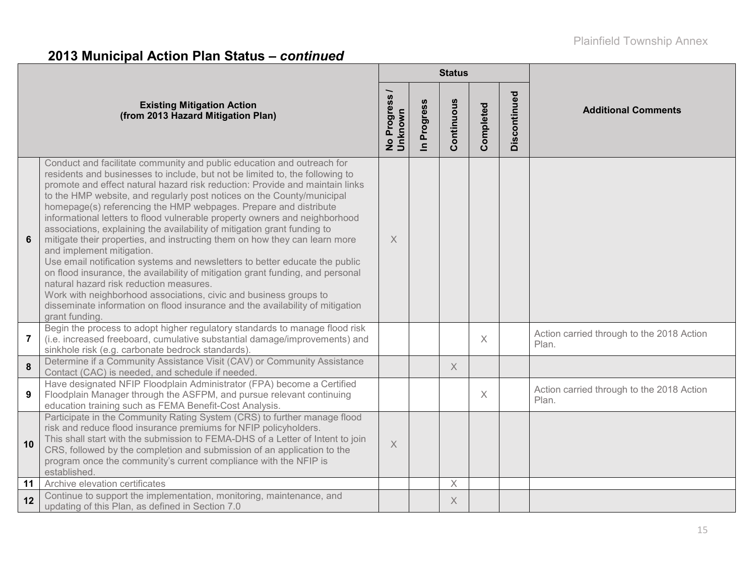## 2013 Municipal Action Plan Status – *continued*

| # | Existing Mitigation Action (from 2013 Hazard Mitigation Plan) | Status | | | | | Additional Comments |
|---|---|---|---|---|---|---|---|
| | | No Progress / Unknown | In Progress | Continuous | Completed | Discontinued | |
| 6 | Conduct and facilitate community and public education and outreach for residents and businesses to include, but not be limited to, the following to promote and effect natural hazard risk reduction: Provide and maintain links to the HMP website, and regularly post notices on the County/municipal homepage(s) referencing the HMP webpages. Prepare and distribute informational letters to flood vulnerable property owners and neighborhood associations, explaining the availability of mitigation grant funding to mitigate their properties, and instructing them on how they can learn more and implement mitigation.<br>Use email notification systems and newsletters to better educate the public on flood insurance, the availability of mitigation grant funding, and personal natural hazard risk reduction measures.<br>Work with neighborhood associations, civic and business groups to disseminate information on flood insurance and the availability of mitigation grant funding. | X | | | | | |
| 7 | Begin the process to adopt higher regulatory standards to manage flood risk (i.e. increased freeboard, cumulative substantial damage/improvements) and sinkhole risk (e.g. carbonate bedrock standards). | | | | X | | Action carried through to the 2018 Action Plan. |
| 8 | Determine if a Community Assistance Visit (CAV) or Community Assistance Contact (CAC) is needed, and schedule if needed. | | | X | | | |
| 9 | Have designated NFIP Floodplain Administrator (FPA) become a Certified Floodplain Manager through the ASFPM, and pursue relevant continuing education training such as FEMA Benefit-Cost Analysis. | | | | X | | Action carried through to the 2018 Action Plan. |
| 10 | Participate in the Community Rating System (CRS) to further manage flood risk and reduce flood insurance premiums for NFIP policyholders.<br>This shall start with the submission to FEMA-DHS of a Letter of Intent to join CRS, followed by the completion and submission of an application to the program once the community's current compliance with the NFIP is established. | X | | | | | |
| 11 | Archive elevation certificates | | | X | | | |
| 12 | Continue to support the implementation, monitoring, maintenance, and updating of this Plan, as defined in Section 7.0 | | | X | | | |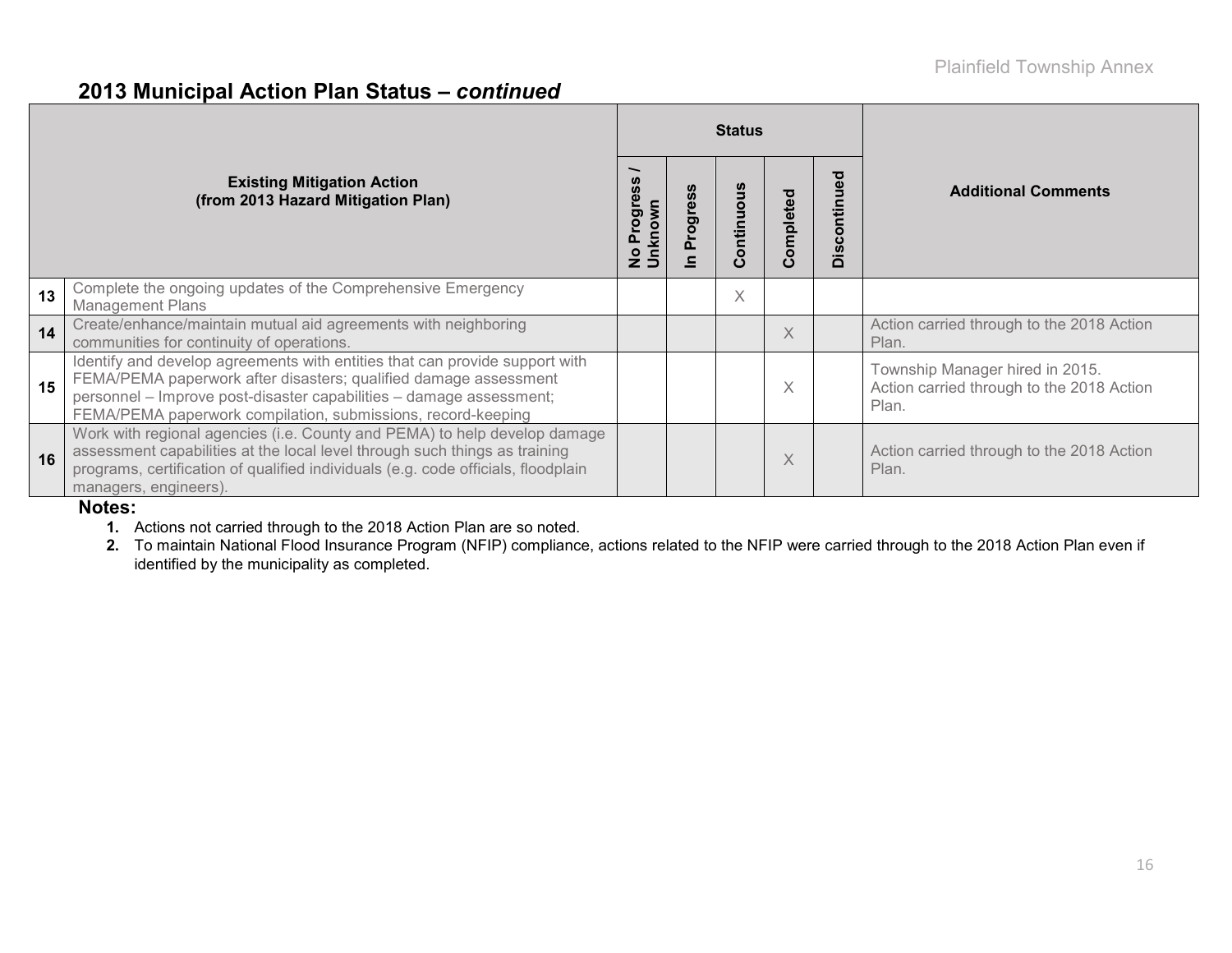## 2013 Municipal Action Plan Status – *continued*

| | Existing Mitigation Action (from 2013 Hazard Mitigation Plan) | Status | | | | | Additional Comments |
|---|---|---|---|---|---|---|---|
| | | No Progress / Unknown | In Progress | Continuous | Completed | Discontinued | |
| 13 | Complete the ongoing updates of the Comprehensive Emergency Management Plans | | | X | | | |
| 14 | Create/enhance/maintain mutual aid agreements with neighboring communities for continuity of operations. | | | | X | | Action carried through to the 2018 Action Plan. |
| 15 | Identify and develop agreements with entities that can provide support with FEMA/PEMA paperwork after disasters; qualified damage assessment personnel – Improve post-disaster capabilities – damage assessment; FEMA/PEMA paperwork compilation, submissions, record-keeping | | | | X | | Township Manager hired in 2015. Action carried through to the 2018 Action Plan. |
| 16 | Work with regional agencies (i.e. County and PEMA) to help develop damage assessment capabilities at the local level through such things as training programs, certification of qualified individuals (e.g. code officials, floodplain managers, engineers). | | | | X | | Action carried through to the 2018 Action Plan. |

**Notes:**

1. Actions not carried through to the 2018 Action Plan are so noted.
2. To maintain National Flood Insurance Program (NFIP) compliance, actions related to the NFIP were carried through to the 2018 Action Plan even if identified by the municipality as completed.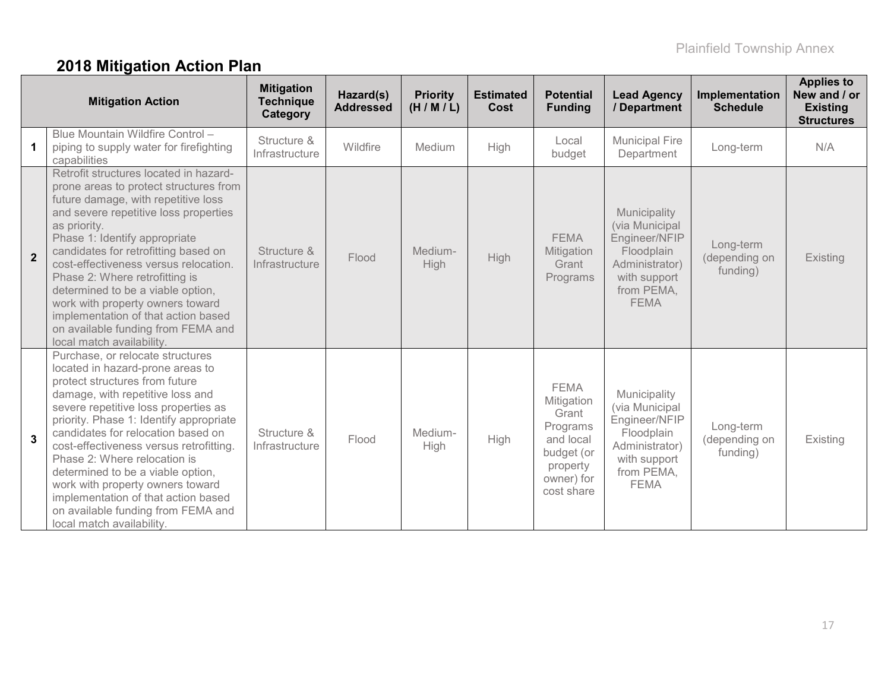## 2018 Mitigation Action Plan

| | Mitigation Action | Mitigation Technique Category | Hazard(s) Addressed | Priority (H / M / L) | Estimated Cost | Potential Funding | Lead Agency / Department | Implementation Schedule | Applies to New and / or Existing Structures |
|---|---|---|---|---|---|---|---|---|---|
| **1** | Blue Mountain Wildfire Control – piping to supply water for firefighting capabilities | Structure & Infrastructure | Wildfire | Medium | High | Local budget | Municipal Fire Department | Long-term | N/A |
| **2** | Retrofit structures located in hazard-prone areas to protect structures from future damage, with repetitive loss and severe repetitive loss properties as priority. Phase 1: Identify appropriate candidates for retrofitting based on cost-effectiveness versus relocation. Phase 2: Where retrofitting is determined to be a viable option, work with property owners toward implementation of that action based on available funding from FEMA and local match availability. | Structure & Infrastructure | Flood | Medium-High | High | FEMA Mitigation Grant Programs | Municipality (via Municipal Engineer/NFIP Floodplain Administrator) with support from PEMA, FEMA | Long-term (depending on funding) | Existing |
| **3** | Purchase, or relocate structures located in hazard-prone areas to protect structures from future damage, with repetitive loss and severe repetitive loss properties as priority. Phase 1: Identify appropriate candidates for relocation based on cost-effectiveness versus retrofitting. Phase 2: Where relocation is determined to be a viable option, work with property owners toward implementation of that action based on available funding from FEMA and local match availability. | Structure & Infrastructure | Flood | Medium-High | High | FEMA Mitigation Grant Programs and local budget (or property owner) for cost share | Municipality (via Municipal Engineer/NFIP Floodplain Administrator) with support from PEMA, FEMA | Long-term (depending on funding) | Existing |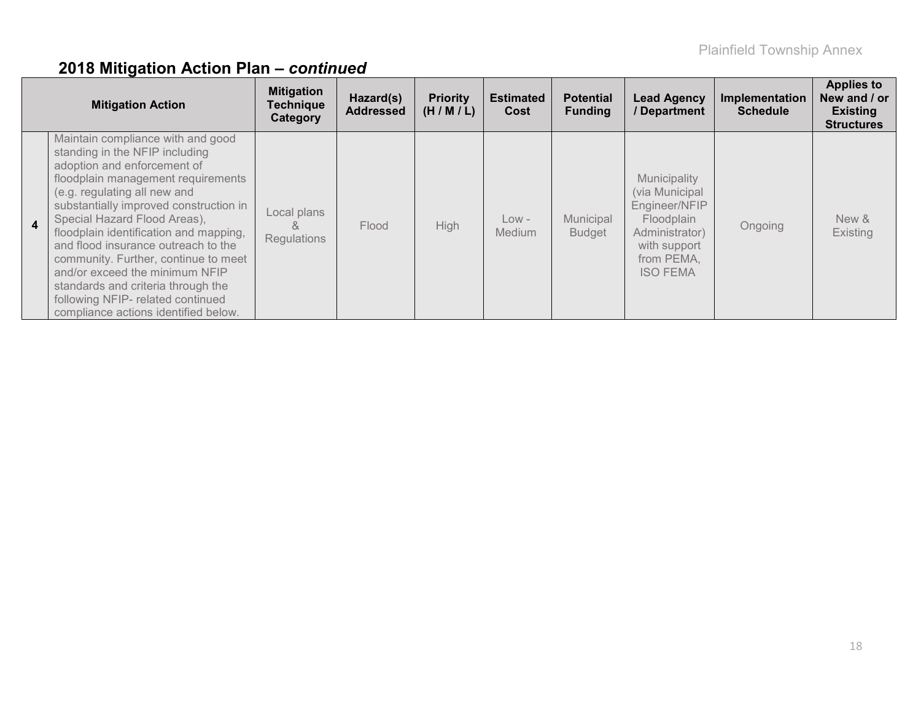## 2018 Mitigation Action Plan – *continued*

| | Mitigation Action | Mitigation Technique Category | Hazard(s) Addressed | Priority (H / M / L) | Estimated Cost | Potential Funding | Lead Agency / Department | Implementation Schedule | Applies to New and / or Existing Structures |
|---|---|---|---|---|---|---|---|---|---|
| **4** | Maintain compliance with and good standing in the NFIP including adoption and enforcement of floodplain management requirements (e.g. regulating all new and substantially improved construction in Special Hazard Flood Areas), floodplain identification and mapping, and flood insurance outreach to the community. Further, continue to meet and/or exceed the minimum NFIP standards and criteria through the following NFIP- related continued compliance actions identified below. | Local plans & Regulations | Flood | High | Low - Medium | Municipal Budget | Municipality (via Municipal Engineer/NFIP Floodplain Administrator) with support from PEMA, ISO FEMA | Ongoing | New & Existing |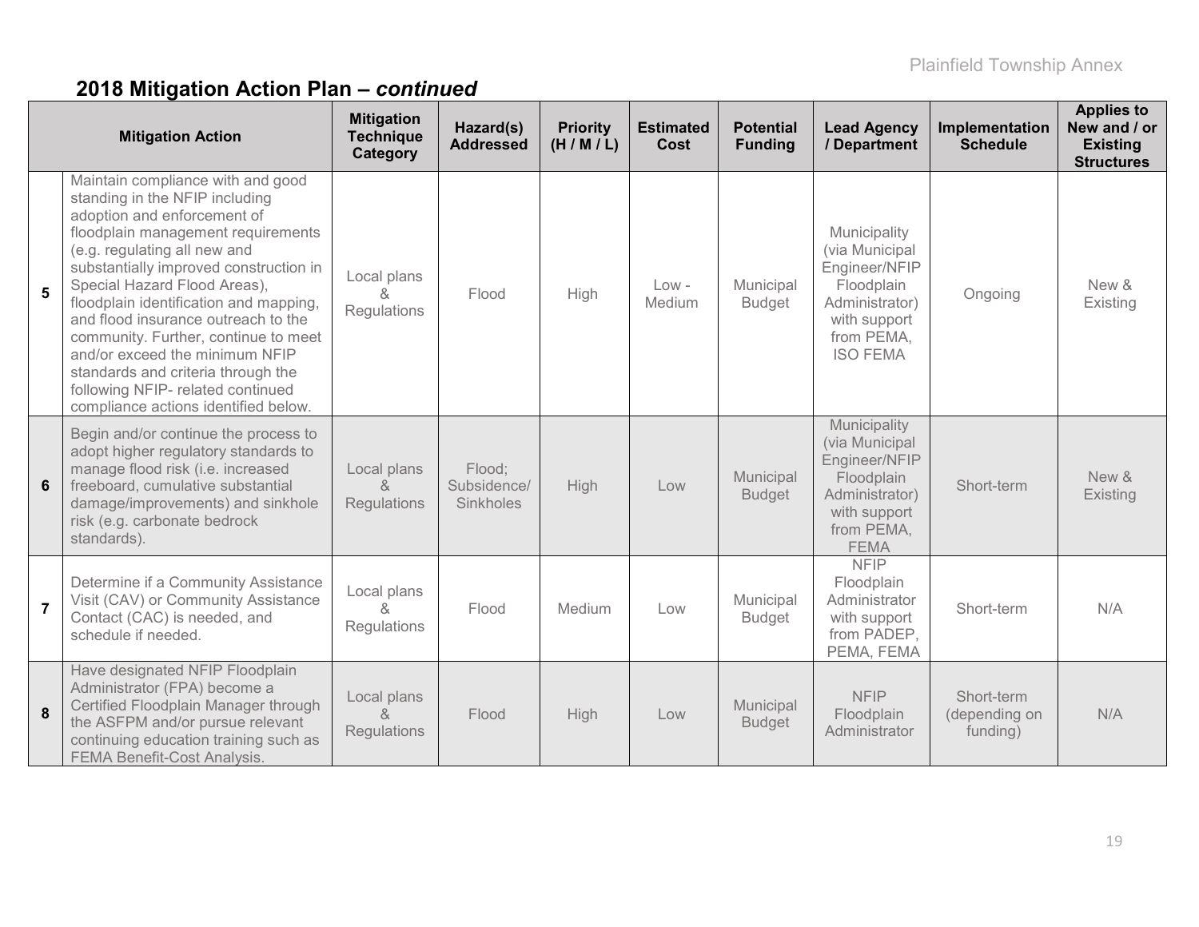## 2018 Mitigation Action Plan – *continued*

| | Mitigation Action | Mitigation Technique Category | Hazard(s) Addressed | Priority (H / M / L) | Estimated Cost | Potential Funding | Lead Agency / Department | Implementation Schedule | Applies to New and / or Existing Structures |
|---|---|---|---|---|---|---|---|---|---|
| 5 | Maintain compliance with and good standing in the NFIP including adoption and enforcement of floodplain management requirements (e.g. regulating all new and substantially improved construction in Special Hazard Flood Areas), floodplain identification and mapping, and flood insurance outreach to the community. Further, continue to meet and/or exceed the minimum NFIP standards and criteria through the following NFIP- related continued compliance actions identified below. | Local plans & Regulations | Flood | High | Low - Medium | Municipal Budget | Municipality (via Municipal Engineer/NFIP Floodplain Administrator) with support from PEMA, ISO FEMA | Ongoing | New & Existing |
| 6 | Begin and/or continue the process to adopt higher regulatory standards to manage flood risk (i.e. increased freeboard, cumulative substantial damage/improvements) and sinkhole risk (e.g. carbonate bedrock standards). | Local plans & Regulations | Flood; Subsidence/ Sinkholes | High | Low | Municipal Budget | Municipality (via Municipal Engineer/NFIP Floodplain Administrator) with support from PEMA, FEMA | Short-term | New & Existing |
| 7 | Determine if a Community Assistance Visit (CAV) or Community Assistance Contact (CAC) is needed, and schedule if needed. | Local plans & Regulations | Flood | Medium | Low | Municipal Budget | NFIP Floodplain Administrator with support from PADEP, PEMA, FEMA | Short-term | N/A |
| 8 | Have designated NFIP Floodplain Administrator (FPA) become a Certified Floodplain Manager through the ASFPM and/or pursue relevant continuing education training such as FEMA Benefit-Cost Analysis. | Local plans & Regulations | Flood | High | Low | Municipal Budget | NFIP Floodplain Administrator | Short-term (depending on funding) | N/A |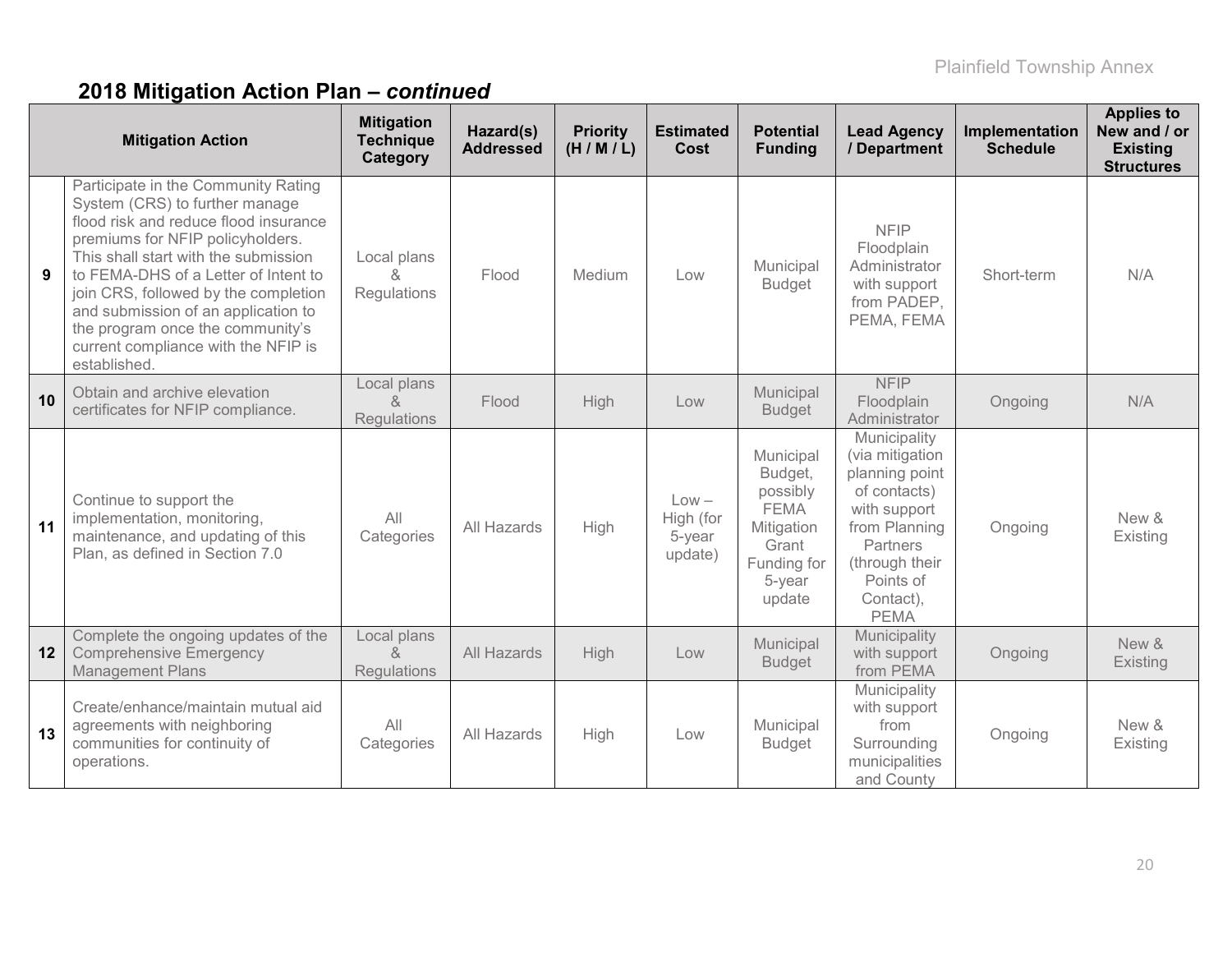## 2018 Mitigation Action Plan – *continued*

| | Mitigation Action | Mitigation Technique Category | Hazard(s) Addressed | Priority (H / M / L) | Estimated Cost | Potential Funding | Lead Agency / Department | Implementation Schedule | Applies to New and / or Existing Structures |
|---|---|---|---|---|---|---|---|---|---|
| 9 | Participate in the Community Rating System (CRS) to further manage flood risk and reduce flood insurance premiums for NFIP policyholders. This shall start with the submission to FEMA-DHS of a Letter of Intent to join CRS, followed by the completion and submission of an application to the program once the community's current compliance with the NFIP is established. | Local plans & Regulations | Flood | Medium | Low | Municipal Budget | NFIP Floodplain Administrator with support from PADEP, PEMA, FEMA | Short-term | N/A |
| 10 | Obtain and archive elevation certificates for NFIP compliance. | Local plans & Regulations | Flood | High | Low | Municipal Budget | NFIP Floodplain Administrator | Ongoing | N/A |
| 11 | Continue to support the implementation, monitoring, maintenance, and updating of this Plan, as defined in Section 7.0 | All Categories | All Hazards | High | Low – High (for 5-year update) | Municipal Budget, possibly FEMA Mitigation Grant Funding for 5-year update | Municipality (via mitigation planning point of contacts) with support from Planning Partners (through their Points of Contact), PEMA | Ongoing | New & Existing |
| 12 | Complete the ongoing updates of the Comprehensive Emergency Management Plans | Local plans & Regulations | All Hazards | High | Low | Municipal Budget | Municipality with support from PEMA | Ongoing | New & Existing |
| 13 | Create/enhance/maintain mutual aid agreements with neighboring communities for continuity of operations. | All Categories | All Hazards | High | Low | Municipal Budget | Municipality with support from Surrounding municipalities and County | Ongoing | New & Existing |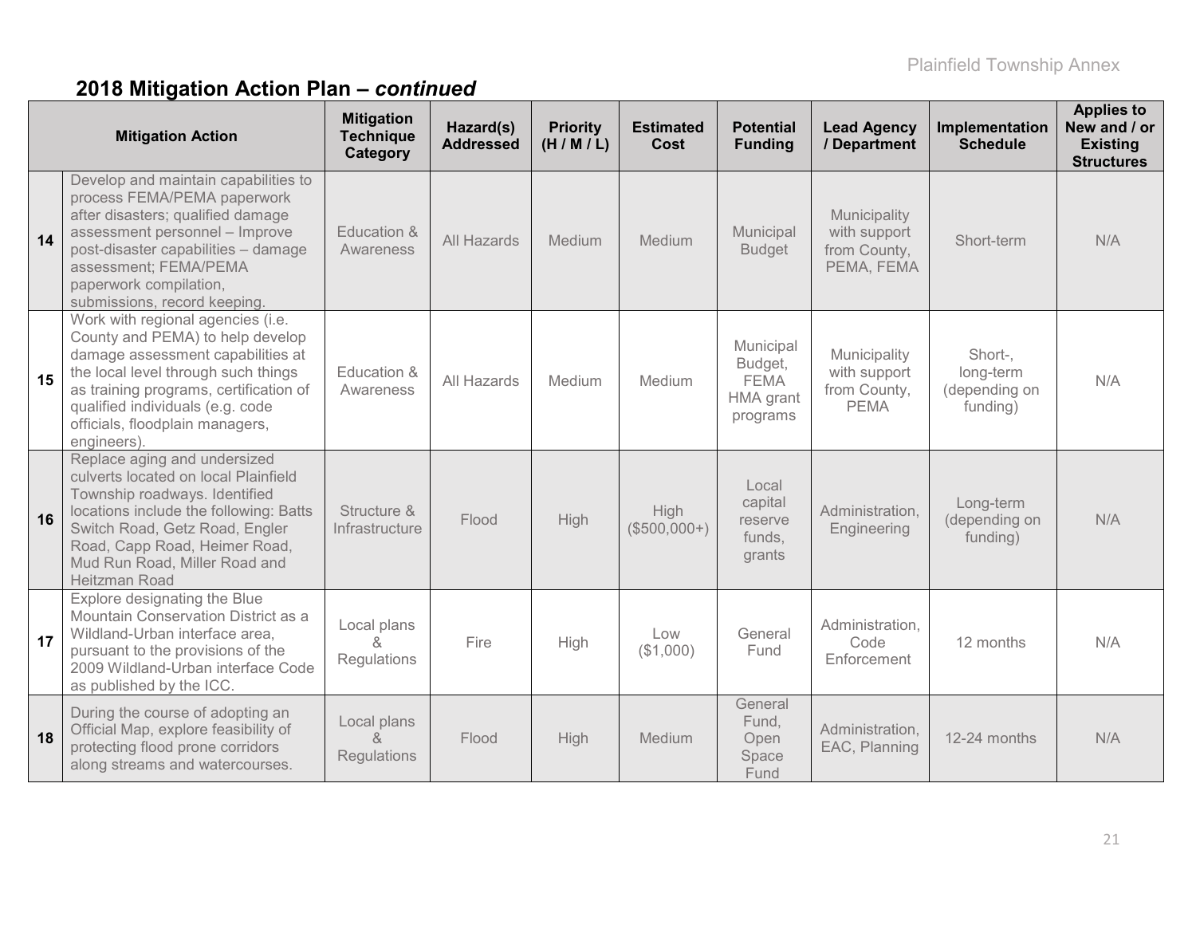## 2018 Mitigation Action Plan – *continued*

| | Mitigation Action | Mitigation Technique Category | Hazard(s) Addressed | Priority (H / M / L) | Estimated Cost | Potential Funding | Lead Agency / Department | Implementation Schedule | Applies to New and / or Existing Structures |
|---|---|---|---|---|---|---|---|---|---|
| **14** | Develop and maintain capabilities to process FEMA/PEMA paperwork after disasters; qualified damage assessment personnel – Improve post-disaster capabilities – damage assessment; FEMA/PEMA paperwork compilation, submissions, record keeping. | Education & Awareness | All Hazards | Medium | Medium | Municipal Budget | Municipality with support from County, PEMA, FEMA | Short-term | N/A |
| **15** | Work with regional agencies (i.e. County and PEMA) to help develop damage assessment capabilities at the local level through such things as training programs, certification of qualified individuals (e.g. code officials, floodplain managers, engineers). | Education & Awareness | All Hazards | Medium | Medium | Municipal Budget, FEMA HMA grant programs | Municipality with support from County, PEMA | Short-, long-term (depending on funding) | N/A |
| **16** | Replace aging and undersized culverts located on local Plainfield Township roadways. Identified locations include the following: Batts Switch Road, Getz Road, Engler Road, Capp Road, Heimer Road, Mud Run Road, Miller Road and Heitzman Road | Structure & Infrastructure | Flood | High | High ($500,000+) | Local capital reserve funds, grants | Administration, Engineering | Long-term (depending on funding) | N/A |
| **17** | Explore designating the Blue Mountain Conservation District as a Wildland-Urban interface area, pursuant to the provisions of the 2009 Wildland-Urban interface Code as published by the ICC. | Local plans & Regulations | Fire | High | Low ($1,000) | General Fund | Administration, Code Enforcement | 12 months | N/A |
| **18** | During the course of adopting an Official Map, explore feasibility of protecting flood prone corridors along streams and watercourses. | Local plans & Regulations | Flood | High | Medium | General Fund, Open Space Fund | Administration, EAC, Planning | 12-24 months | N/A |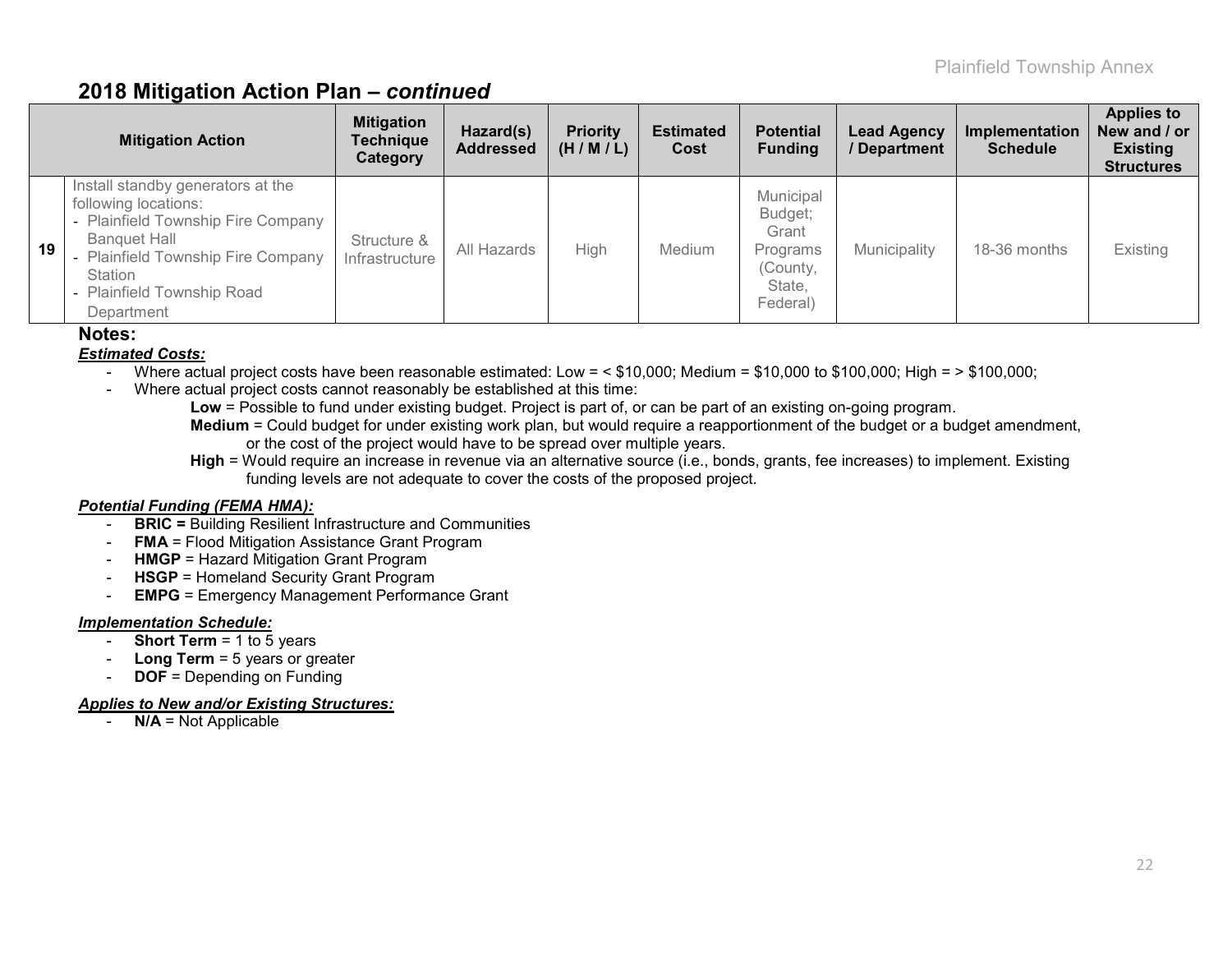## 2018 Mitigation Action Plan – *continued*

| | Mitigation Action | Mitigation Technique Category | Hazard(s) Addressed | Priority (H / M / L) | Estimated Cost | Potential Funding | Lead Agency / Department | Implementation Schedule | Applies to New and / or Existing Structures |
|---|---|---|---|---|---|---|---|---|---|
| 19 | Install standby generators at the following locations:<br>- Plainfield Township Fire Company Banquet Hall<br>- Plainfield Township Fire Company Station<br>- Plainfield Township Road Department | Structure & Infrastructure | All Hazards | High | Medium | Municipal Budget; Grant Programs (County, State, Federal) | Municipality | 18-36 months | Existing |

**Notes:**

***Estimated Costs:***

- Where actual project costs have been reasonable estimated: Low = < $10,000; Medium = $10,000 to $100,000; High = > $100,000;
- Where actual project costs cannot reasonably be established at this time:
  - **Low** = Possible to fund under existing budget. Project is part of, or can be part of an existing on-going program.
  - **Medium** = Could budget for under existing work plan, but would require a reapportionment of the budget or a budget amendment, or the cost of the project would have to be spread over multiple years.
  - **High** = Would require an increase in revenue via an alternative source (i.e., bonds, grants, fee increases) to implement. Existing funding levels are not adequate to cover the costs of the proposed project.

***Potential Funding (FEMA HMA):***

- **BRIC =** Building Resilient Infrastructure and Communities
- **FMA** = Flood Mitigation Assistance Grant Program
- **HMGP** = Hazard Mitigation Grant Program
- **HSGP** = Homeland Security Grant Program
- **EMPG** = Emergency Management Performance Grant

***Implementation Schedule:***

- **Short Term** = 1 to 5 years
- **Long Term** = 5 years or greater
- **DOF** = Depending on Funding

***Applies to New and/or Existing Structures:***

- **N/A** = Not Applicable